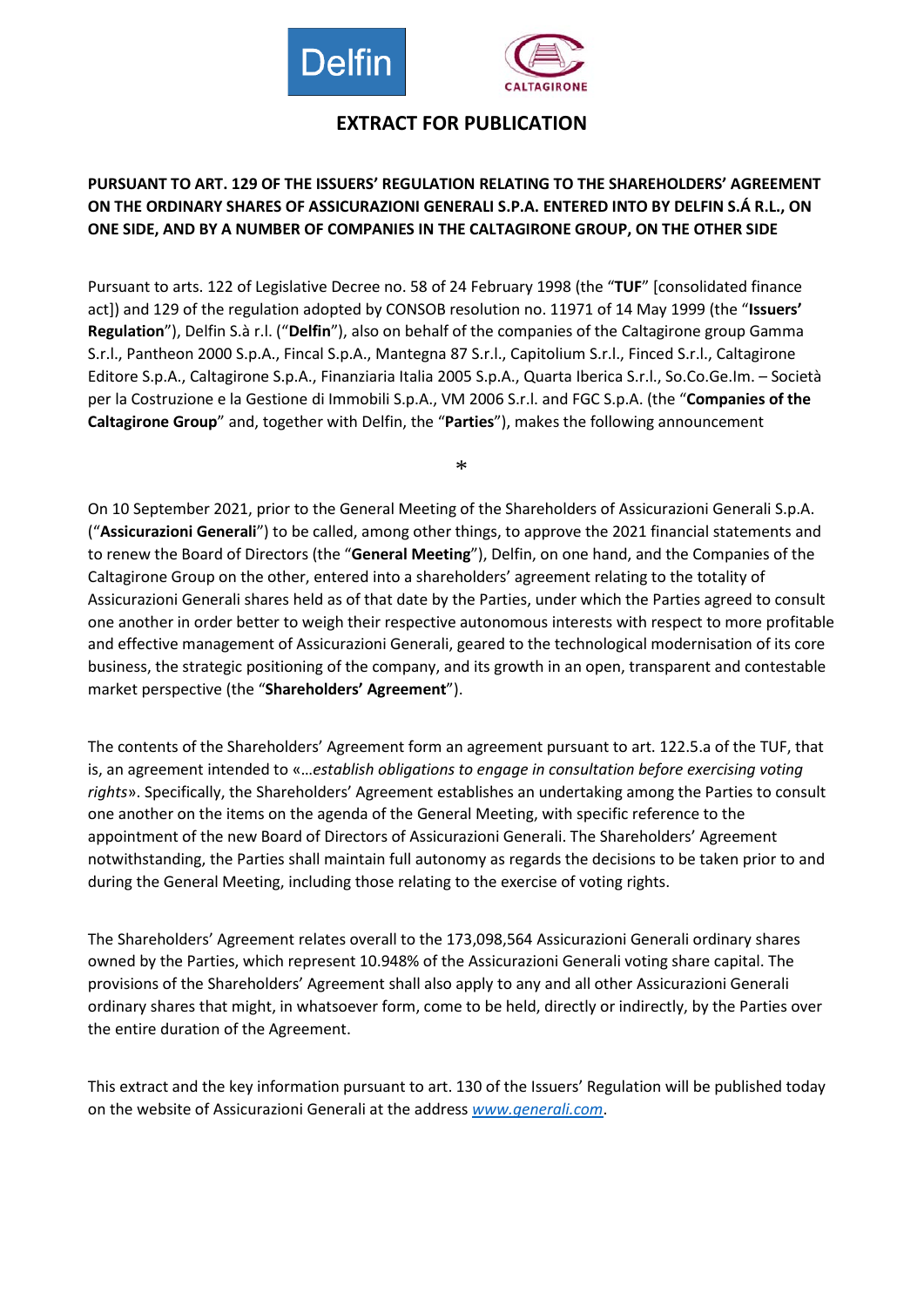# EXTRACT FOR PUBLICATION

**PURSUANT TO ART. 129 OF THE ISSUERS' REGULATION RELATING TO THE SHAREHOLDERS' AGREEMENT ON THE ORDINARY SHARES OF ASSICURAZIONI GENERALI S.P.A. ENTERED INTO BY DELFIN S.Á R.L., ON ONE SIDE, AND BY A NUMBER OF COMPANIES IN THE CALTAGIRONE GROUP, ON THE OTHER SIDE**

Pursuant to arts. 122 of Legislative Decree no. 58 of 24 February 1998 (the "**TUF**" [consolidated finance act]) and 129 of the regulation adopted by CONSOB resolution no. 11971 of 14 May 1999 (the "**Issuers' Regulation**"), Delfin S.à r.l. ("**Delfin**"), also on behalf of the companies of the Caltagirone group Gamma S.r.l., Pantheon 2000 S.p.A., Fincal S.p.A., Mantegna 87 S.r.l., Capitolium S.r.l., Finced S.r.l., Caltagirone Editore S.p.A., Caltagirone S.p.A., Finanziaria Italia 2005 S.p.A., Quarta Iberica S.r.l., So.Co.Ge.Im. – Società per la Costruzione e la Gestione di Immobili S.p.A., VM 2006 S.r.l. and FGC S.p.A. (the "**Companies of the Caltagirone Group**" and, together with Delfin, the "**Parties**"), makes the following announcement

*

On 10 September 2021, prior to the General Meeting of the Shareholders of Assicurazioni Generali S.p.A. ("**Assicurazioni Generali**") to be called, among other things, to approve the 2021 financial statements and to renew the Board of Directors (the "**General Meeting**"), Delfin, on one hand, and the Companies of the Caltagirone Group on the other, entered into a shareholders' agreement relating to the totality of Assicurazioni Generali shares held as of that date by the Parties, under which the Parties agreed to consult one another in order better to weigh their respective autonomous interests with respect to more profitable and effective management of Assicurazioni Generali, geared to the technological modernisation of its core business, the strategic positioning of the company, and its growth in an open, transparent and contestable market perspective (the "**Shareholders' Agreement**").

The contents of the Shareholders' Agreement form an agreement pursuant to art. 122.5.a of the TUF, that is, an agreement intended to «*…establish obligations to engage in consultation before exercising voting rights*». Specifically, the Shareholders' Agreement establishes an undertaking among the Parties to consult one another on the items on the agenda of the General Meeting, with specific reference to the appointment of the new Board of Directors of Assicurazioni Generali. The Shareholders' Agreement notwithstanding, the Parties shall maintain full autonomy as regards the decisions to be taken prior to and during the General Meeting, including those relating to the exercise of voting rights.

The Shareholders' Agreement relates overall to the 173,098,564 Assicurazioni Generali ordinary shares owned by the Parties, which represent 10.948% of the Assicurazioni Generali voting share capital. The provisions of the Shareholders' Agreement shall also apply to any and all other Assicurazioni Generali ordinary shares that might, in whatsoever form, come to be held, directly or indirectly, by the Parties over the entire duration of the Agreement.

This extract and the key information pursuant to art. 130 of the Issuers' Regulation will be published today on the website of Assicurazioni Generali at the address [www.generali.com](http://www.generali.com).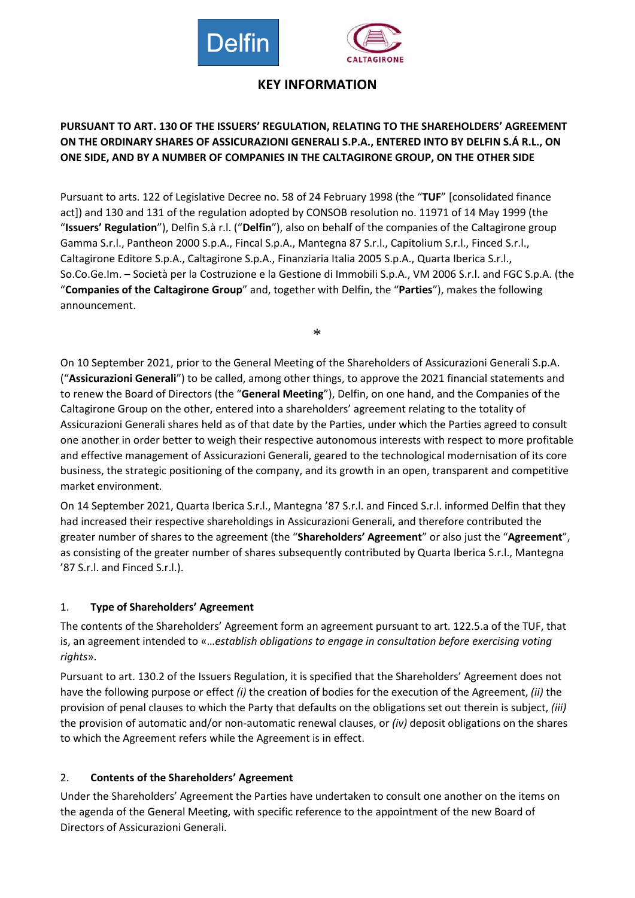# KEY INFORMATION

**PURSUANT TO ART. 130 OF THE ISSUERS' REGULATION, RELATING TO THE SHAREHOLDERS' AGREEMENT ON THE ORDINARY SHARES OF ASSICURAZIONI GENERALI S.P.A., ENTERED INTO BY DELFIN S.Á R.L., ON ONE SIDE, AND BY A NUMBER OF COMPANIES IN THE CALTAGIRONE GROUP, ON THE OTHER SIDE**

Pursuant to arts. 122 of Legislative Decree no. 58 of 24 February 1998 (the "**TUF**" [consolidated finance act]) and 130 and 131 of the regulation adopted by CONSOB resolution no. 11971 of 14 May 1999 (the "**Issuers' Regulation**"), Delfin S.à r.l. ("**Delfin**"), also on behalf of the companies of the Caltagirone group Gamma S.r.l., Pantheon 2000 S.p.A., Fincal S.p.A., Mantegna 87 S.r.l., Capitolium S.r.l., Finced S.r.l., Caltagirone Editore S.p.A., Caltagirone S.p.A., Finanziaria Italia 2005 S.p.A., Quarta Iberica S.r.l., So.Co.Ge.Im. – Società per la Costruzione e la Gestione di Immobili S.p.A., VM 2006 S.r.l. and FGC S.p.A. (the "**Companies of the Caltagirone Group**" and, together with Delfin, the "**Parties**"), makes the following announcement.

*

On 10 September 2021, prior to the General Meeting of the Shareholders of Assicurazioni Generali S.p.A. ("**Assicurazioni Generali**") to be called, among other things, to approve the 2021 financial statements and to renew the Board of Directors (the "**General Meeting**"), Delfin, on one hand, and the Companies of the Caltagirone Group on the other, entered into a shareholders' agreement relating to the totality of Assicurazioni Generali shares held as of that date by the Parties, under which the Parties agreed to consult one another in order better to weigh their respective autonomous interests with respect to more profitable and effective management of Assicurazioni Generali, geared to the technological modernisation of its core business, the strategic positioning of the company, and its growth in an open, transparent and competitive market environment.

On 14 September 2021, Quarta Iberica S.r.l., Mantegna '87 S.r.l. and Finced S.r.l. informed Delfin that they had increased their respective shareholdings in Assicurazioni Generali, and therefore contributed the greater number of shares to the agreement (the "**Shareholders' Agreement**" or also just the "**Agreement**", as consisting of the greater number of shares subsequently contributed by Quarta Iberica S.r.l., Mantegna '87 S.r.l. and Finced S.r.l.).

## 1. Type of Shareholders' Agreement

The contents of the Shareholders' Agreement form an agreement pursuant to art. 122.5.a of the TUF, that is, an agreement intended to «…*establish obligations to engage in consultation before exercising voting rights*».

Pursuant to art. 130.2 of the Issuers Regulation, it is specified that the Shareholders' Agreement does not have the following purpose or effect *(i)* the creation of bodies for the execution of the Agreement, *(ii)* the provision of penal clauses to which the Party that defaults on the obligations set out therein is subject, *(iii)* the provision of automatic and/or non-automatic renewal clauses, or *(iv)* deposit obligations on the shares to which the Agreement refers while the Agreement is in effect.

## 2. Contents of the Shareholders' Agreement

Under the Shareholders' Agreement the Parties have undertaken to consult one another on the items on the agenda of the General Meeting, with specific reference to the appointment of the new Board of Directors of Assicurazioni Generali.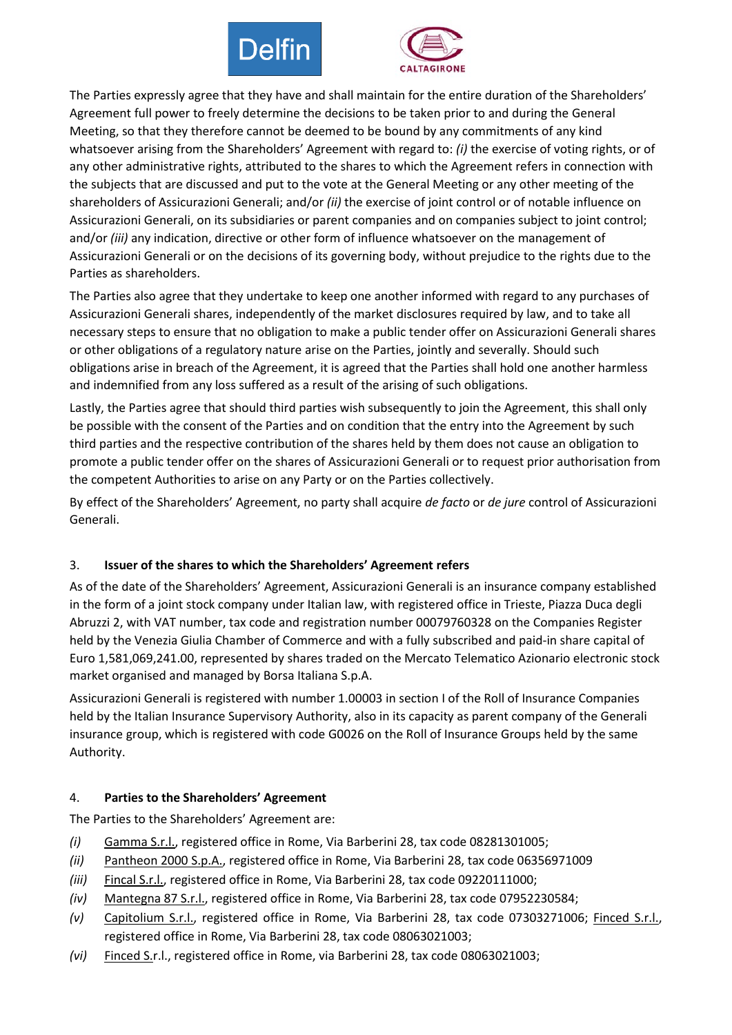The Parties expressly agree that they have and shall maintain for the entire duration of the Shareholders' Agreement full power to freely determine the decisions to be taken prior to and during the General Meeting, so that they therefore cannot be deemed to be bound by any commitments of any kind whatsoever arising from the Shareholders' Agreement with regard to: *(i)* the exercise of voting rights, or of any other administrative rights, attributed to the shares to which the Agreement refers in connection with the subjects that are discussed and put to the vote at the General Meeting or any other meeting of the shareholders of Assicurazioni Generali; and/or *(ii)* the exercise of joint control or of notable influence on Assicurazioni Generali, on its subsidiaries or parent companies and on companies subject to joint control; and/or *(iii)* any indication, directive or other form of influence whatsoever on the management of Assicurazioni Generali or on the decisions of its governing body, without prejudice to the rights due to the Parties as shareholders.

The Parties also agree that they undertake to keep one another informed with regard to any purchases of Assicurazioni Generali shares, independently of the market disclosures required by law, and to take all necessary steps to ensure that no obligation to make a public tender offer on Assicurazioni Generali shares or other obligations of a regulatory nature arise on the Parties, jointly and severally. Should such obligations arise in breach of the Agreement, it is agreed that the Parties shall hold one another harmless and indemnified from any loss suffered as a result of the arising of such obligations.

Lastly, the Parties agree that should third parties wish subsequently to join the Agreement, this shall only be possible with the consent of the Parties and on condition that the entry into the Agreement by such third parties and the respective contribution of the shares held by them does not cause an obligation to promote a public tender offer on the shares of Assicurazioni Generali or to request prior authorisation from the competent Authorities to arise on any Party or on the Parties collectively.

By effect of the Shareholders' Agreement, no party shall acquire *de facto* or *de jure* control of Assicurazioni Generali.

## 3. Issuer of the shares to which the Shareholders' Agreement refers

As of the date of the Shareholders' Agreement, Assicurazioni Generali is an insurance company established in the form of a joint stock company under Italian law, with registered office in Trieste, Piazza Duca degli Abruzzi 2, with VAT number, tax code and registration number 00079760328 on the Companies Register held by the Venezia Giulia Chamber of Commerce and with a fully subscribed and paid-in share capital of Euro 1,581,069,241.00, represented by shares traded on the Mercato Telematico Azionario electronic stock market organised and managed by Borsa Italiana S.p.A.

Assicurazioni Generali is registered with number 1.00003 in section I of the Roll of Insurance Companies held by the Italian Insurance Supervisory Authority, also in its capacity as parent company of the Generali insurance group, which is registered with code G0026 on the Roll of Insurance Groups held by the same Authority.

## 4. Parties to the Shareholders' Agreement

The Parties to the Shareholders' Agreement are:

- *(i)* Gamma S.r.l., registered office in Rome, Via Barberini 28, tax code 08281301005;
- *(ii)* Pantheon 2000 S.p.A., registered office in Rome, Via Barberini 28, tax code 06356971009
- *(iii)* Fincal S.r.l., registered office in Rome, Via Barberini 28, tax code 09220111000;
- *(iv)* Mantegna 87 S.r.l., registered office in Rome, Via Barberini 28, tax code 07952230584;
- *(v)* Capitolium S.r.l., registered office in Rome, Via Barberini 28, tax code 07303271006; Finced S.r.l., registered office in Rome, Via Barberini 28, tax code 08063021003;
- *(vi)* Finced S.r.l., registered office in Rome, via Barberini 28, tax code 08063021003;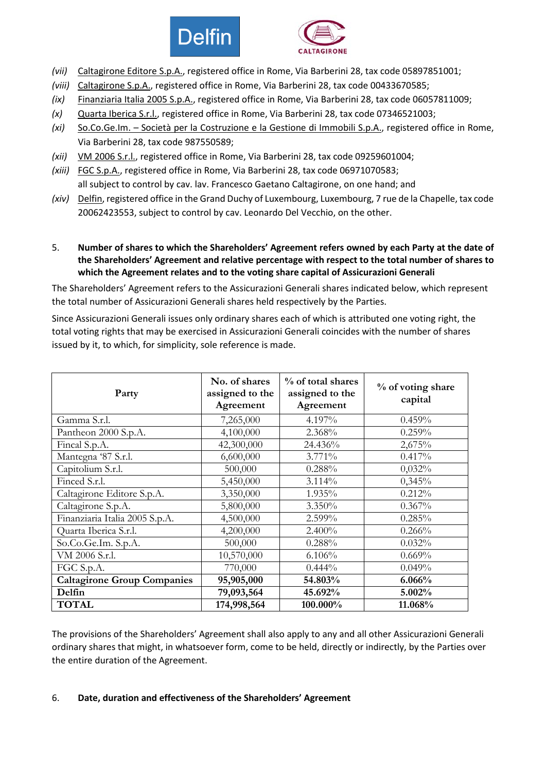*(vii)* Caltagirone Editore S.p.A., registered office in Rome, Via Barberini 28, tax code 05897851001;

*(viii)* Caltagirone S.p.A., registered office in Rome, Via Barberini 28, tax code 00433670585;

*(ix)* Finanziaria Italia 2005 S.p.A., registered office in Rome, Via Barberini 28, tax code 06057811009;

*(x)* Quarta Iberica S.r.l., registered office in Rome, Via Barberini 28, tax code 07346521003;

*(xi)* So.Co.Ge.Im. – Società per la Costruzione e la Gestione di Immobili S.p.A., registered office in Rome, Via Barberini 28, tax code 987550589;

*(xii)* VM 2006 S.r.l., registered office in Rome, Via Barberini 28, tax code 09259601004;

*(xiii)* FGC S.p.A., registered office in Rome, Via Barberini 28, tax code 06971070583;
all subject to control by cav. lav. Francesco Gaetano Caltagirone, on one hand; and

*(xiv)* Delfin, registered office in the Grand Duchy of Luxembourg, Luxembourg, 7 rue de la Chapelle, tax code 20062423553, subject to control by cav. Leonardo Del Vecchio, on the other.

## 5. Number of shares to which the Shareholders' Agreement refers owned by each Party at the date of the Shareholders' Agreement and relative percentage with respect to the total number of shares to which the Agreement relates and to the voting share capital of Assicurazioni Generali

The Shareholders' Agreement refers to the Assicurazioni Generali shares indicated below, which represent the total number of Assicurazioni Generali shares held respectively by the Parties.

Since Assicurazioni Generali issues only ordinary shares each of which is attributed one voting right, the total voting rights that may be exercised in Assicurazioni Generali coincides with the number of shares issued by it, to which, for simplicity, sole reference is made.

| Party | No. of shares assigned to the Agreement | % of total shares assigned to the Agreement | % of voting share capital |
|---|---|---|---|
| Gamma S.r.l. | 7,265,000 | 4.197% | 0.459% |
| Pantheon 2000 S.p.A. | 4,100,000 | 2.368% | 0.259% |
| Fincal S.p.A. | 42,300,000 | 24.436% | 2,675% |
| Mantegna '87 S.r.l. | 6,600,000 | 3.771% | 0.417% |
| Capitolium S.r.l. | 500,000 | 0.288% | 0,032% |
| Finced S.r.l. | 5,450,000 | 3.114% | 0,345% |
| Caltagirone Editore S.p.A. | 3,350,000 | 1.935% | 0.212% |
| Caltagirone S.p.A. | 5,800,000 | 3.350% | 0.367% |
| Finanziaria Italia 2005 S.p.A. | 4,500,000 | 2.599% | 0.285% |
| Quarta Iberica S.r.l. | 4,200,000 | 2.400% | 0.266% |
| So.Co.Ge.Im. S.p.A. | 500,000 | 0.288% | 0.032% |
| VM 2006 S.r.l. | 10,570,000 | 6.106% | 0.669% |
| FGC S.p.A. | 770,000 | 0.444% | 0.049% |
| **Caltagirone Group Companies** | **95,905,000** | **54.803%** | **6.066%** |
| **Delfin** | **79,093,564** | **45.692%** | **5.002%** |
| **TOTAL** | **174,998,564** | **100.000%** | **11.068%** |

The provisions of the Shareholders' Agreement shall also apply to any and all other Assicurazioni Generali ordinary shares that might, in whatsoever form, come to be held, directly or indirectly, by the Parties over the entire duration of the Agreement.

## 6. Date, duration and effectiveness of the Shareholders' Agreement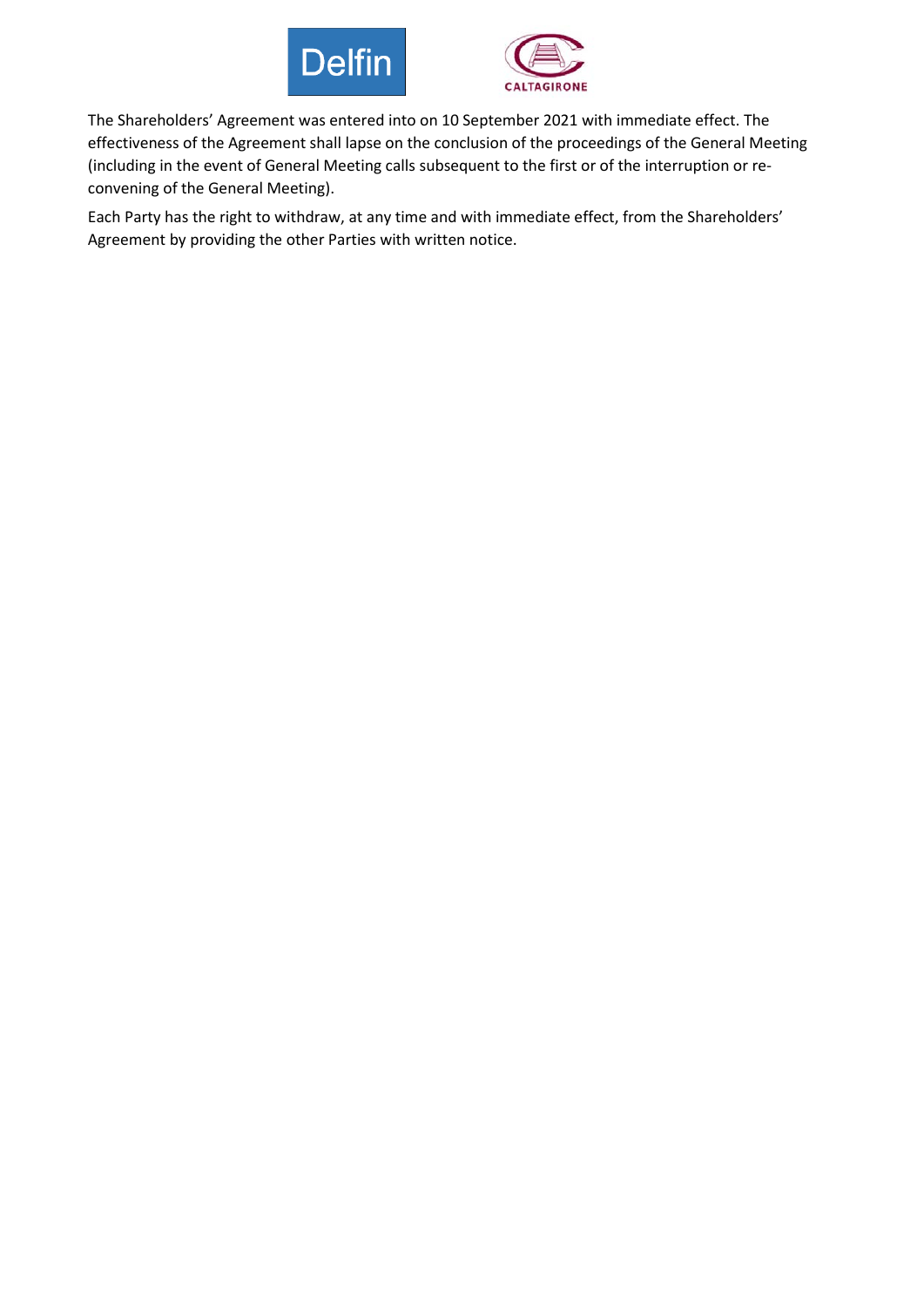The Shareholders' Agreement was entered into on 10 September 2021 with immediate effect. The effectiveness of the Agreement shall lapse on the conclusion of the proceedings of the General Meeting (including in the event of General Meeting calls subsequent to the first or of the interruption or re-convening of the General Meeting).

Each Party has the right to withdraw, at any time and with immediate effect, from the Shareholders' Agreement by providing the other Parties with written notice.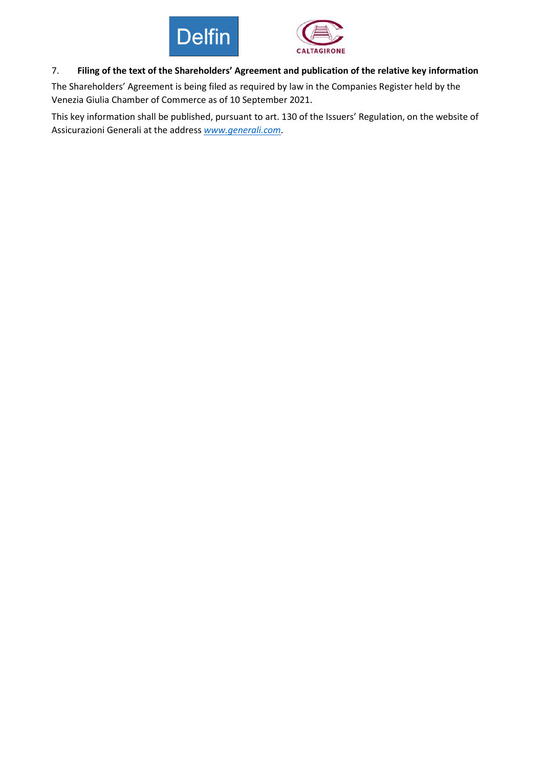## 7. **Filing of the text of the Shareholders' Agreement and publication of the relative key information**

The Shareholders' Agreement is being filed as required by law in the Companies Register held by the Venezia Giulia Chamber of Commerce as of 10 September 2021.

This key information shall be published, pursuant to art. 130 of the Issuers' Regulation, on the website of Assicurazioni Generali at the address *www.generali.com*.